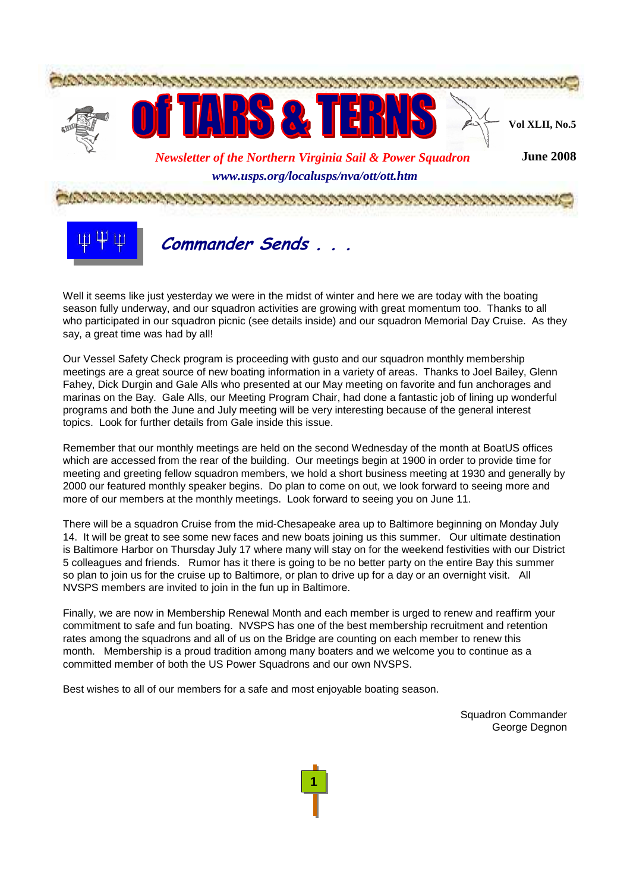# Of TARS & TERNS

Vol XLII, No.5

*Newsletter of the Northern Virginia Sail & Power Squadron*

**June 2008**

*www.usps.org/localusps/nva/ott/ott.htm*

## Commander Sends . . .

Well it seems like just yesterday we were in the midst of winter and here we are today with the boating season fully underway, and our squadron activities are growing with great momentum too. Thanks to all who participated in our squadron picnic (see details inside) and our squadron Memorial Day Cruise. As they say, a great time was had by all!

Our Vessel Safety Check program is proceeding with gusto and our squadron monthly membership meetings are a great source of new boating information in a variety of areas. Thanks to Joel Bailey, Glenn Fahey, Dick Durgin and Gale Alls who presented at our May meeting on favorite and fun anchorages and marinas on the Bay. Gale Alls, our Meeting Program Chair, had done a fantastic job of lining up wonderful programs and both the June and July meeting will be very interesting because of the general interest topics. Look for further details from Gale inside this issue.

Remember that our monthly meetings are held on the second Wednesday of the month at BoatUS offices which are accessed from the rear of the building. Our meetings begin at 1900 in order to provide time for meeting and greeting fellow squadron members, we hold a short business meeting at 1930 and generally by 2000 our featured monthly speaker begins. Do plan to come on out, we look forward to seeing more and more of our members at the monthly meetings. Look forward to seeing you on June 11.

There will be a squadron Cruise from the mid-Chesapeake area up to Baltimore beginning on Monday July 14. It will be great to see some new faces and new boats joining us this summer. Our ultimate destination is Baltimore Harbor on Thursday July 17 where many will stay on for the weekend festivities with our District 5 colleagues and friends. Rumor has it there is going to be no better party on the entire Bay this summer so plan to join us for the cruise up to Baltimore, or plan to drive up for a day or an overnight visit. All NVSPS members are invited to join in the fun up in Baltimore.

Finally, we are now in Membership Renewal Month and each member is urged to renew and reaffirm your commitment to safe and fun boating. NVSPS has one of the best membership recruitment and retention rates among the squadrons and all of us on the Bridge are counting on each member to renew this month. Membership is a proud tradition among many boaters and we welcome you to continue as a committed member of both the US Power Squadrons and our own NVSPS.

Best wishes to all of our members for a safe and most enjoyable boating season.

Squadron Commander
George Degnon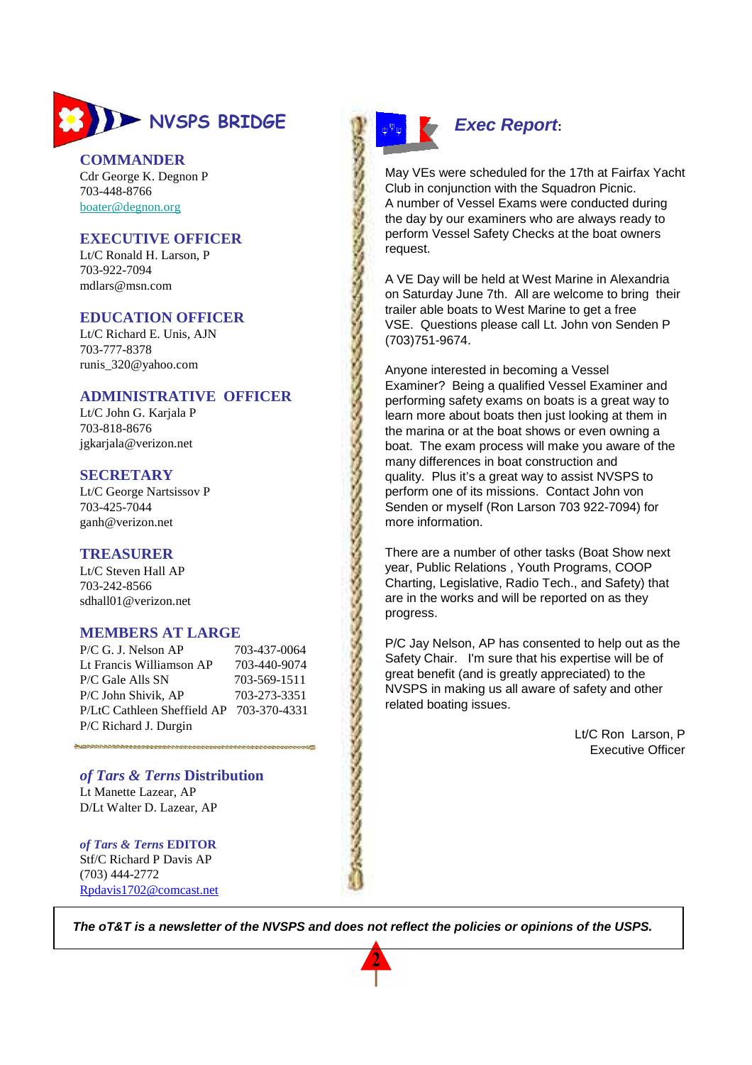## NVSPS BRIDGE

### COMMANDER
Cdr George K. Degnon P
703-448-8766
boater@degnon.org

### EXECUTIVE OFFICER
Lt/C Ronald H. Larson, P
703-922-7094
mdlars@msn.com

### EDUCATION OFFICER
Lt/C Richard E. Unis, AJN
703-777-8378
runis_320@yahoo.com

### ADMINISTRATIVE OFFICER
Lt/C John G. Karjala P
703-818-8676
jgkarjala@verizon.net

### SECRETARY
Lt/C George Nartsissov P
703-425-7044
ganh@verizon.net

### TREASURER
Lt/C Steven Hall AP
703-242-8566
sdhall01@verizon.net

### MEMBERS AT LARGE

| | |
|---|---|
| P/C G. J. Nelson AP | 703-437-0064 |
| Lt Francis Williamson AP | 703-440-9074 |
| P/C Gale Alls SN | 703-569-1511 |
| P/C John Shivik, AP | 703-273-3351 |
| P/LtC Cathleen Sheffield AP | 703-370-4331 |
| P/C Richard J. Durgin | |

### *of Tars & Terns* Distribution
Lt Manette Lazear, AP
D/Lt Walter D. Lazear, AP

### *of Tars & Terns* EDITOR
Stf/C Richard P Davis AP
(703) 444-2772
Rpdavis1702@comcast.net

## *Exec Report*:

May VEs were scheduled for the 17th at Fairfax Yacht Club in conjunction with the Squadron Picnic. A number of Vessel Exams were conducted during the day by our examiners who are always ready to perform Vessel Safety Checks at the boat owners request.

A VE Day will be held at West Marine in Alexandria on Saturday June 7th. All are welcome to bring their trailer able boats to West Marine to get a free VSE. Questions please call Lt. John von Senden P (703)751-9674.

Anyone interested in becoming a Vessel Examiner? Being a qualified Vessel Examiner and performing safety exams on boats is a great way to learn more about boats then just looking at them in the marina or at the boat shows or even owning a boat. The exam process will make you aware of the many differences in boat construction and quality. Plus it's a great way to assist NVSPS to perform one of its missions. Contact John von Senden or myself (Ron Larson 703 922-7094) for more information.

There are a number of other tasks (Boat Show next year, Public Relations , Youth Programs, COOP Charting, Legislative, Radio Tech., and Safety) that are in the works and will be reported on as they progress.

P/C Jay Nelson, AP has consented to help out as the Safety Chair. I'm sure that his expertise will be of great benefit (and is greatly appreciated) to the NVSPS in making us all aware of safety and other related boating issues.

Lt/C Ron Larson, P
Executive Officer

***The oT&T is a newsletter of the NVSPS and does not reflect the policies or opinions of the USPS.***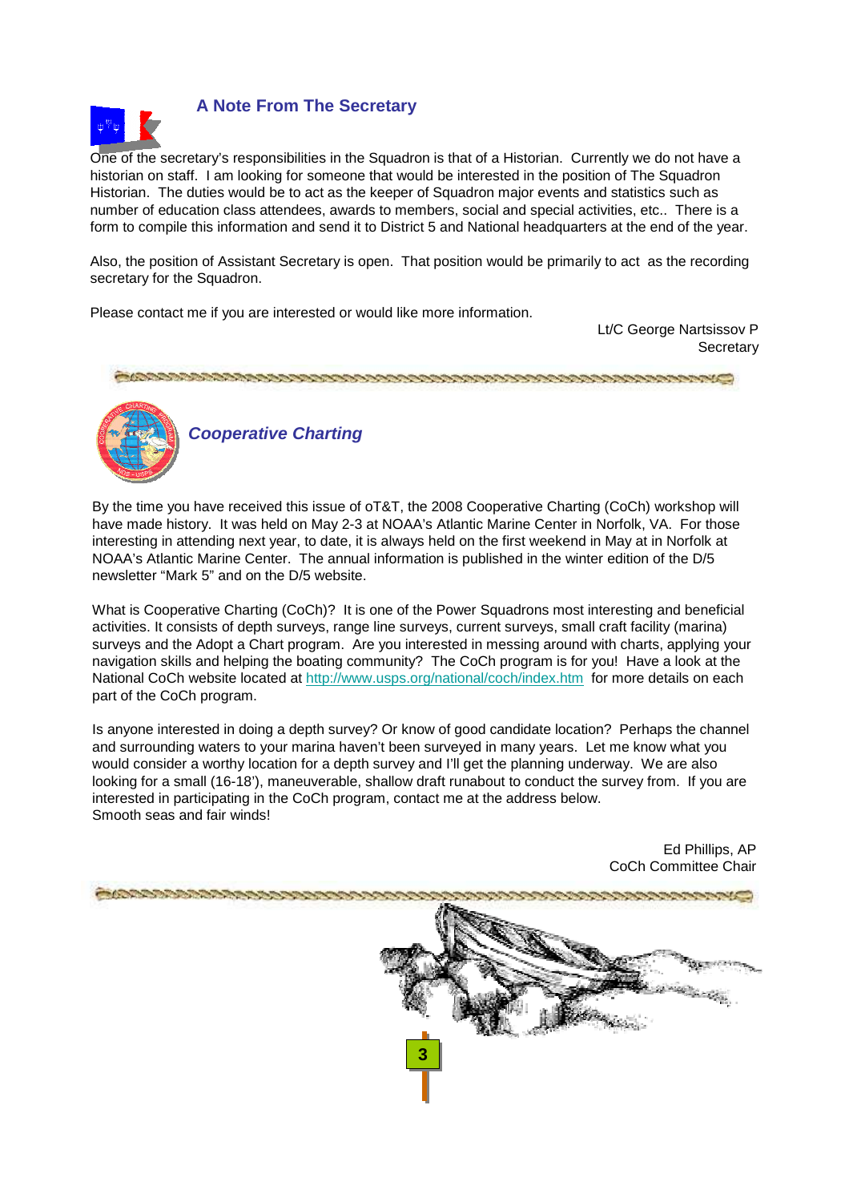## A Note From The Secretary

One of the secretary's responsibilities in the Squadron is that of a Historian. Currently we do not have a historian on staff. I am looking for someone that would be interested in the position of The Squadron Historian. The duties would be to act as the keeper of Squadron major events and statistics such as number of education class attendees, awards to members, social and special activities, etc.. There is a form to compile this information and send it to District 5 and National headquarters at the end of the year.

Also, the position of Assistant Secretary is open. That position would be primarily to act as the recording secretary for the Squadron.

Please contact me if you are interested or would like more information.

Lt/C George Nartsissov P
Secretary

## *Cooperative Charting*

By the time you have received this issue of oT&T, the 2008 Cooperative Charting (CoCh) workshop will have made history. It was held on May 2-3 at NOAA's Atlantic Marine Center in Norfolk, VA. For those interesting in attending next year, to date, it is always held on the first weekend in May at in Norfolk at NOAA's Atlantic Marine Center. The annual information is published in the winter edition of the D/5 newsletter "Mark 5" and on the D/5 website.

What is Cooperative Charting (CoCh)? It is one of the Power Squadrons most interesting and beneficial activities. It consists of depth surveys, range line surveys, current surveys, small craft facility (marina) surveys and the Adopt a Chart program. Are you interested in messing around with charts, applying your navigation skills and helping the boating community? The CoCh program is for you! Have a look at the National CoCh website located at http://www.usps.org/national/coch/index.htm for more details on each part of the CoCh program.

Is anyone interested in doing a depth survey? Or know of good candidate location? Perhaps the channel and surrounding waters to your marina haven't been surveyed in many years. Let me know what you would consider a worthy location for a depth survey and I'll get the planning underway. We are also looking for a small (16-18'), maneuverable, shallow draft runabout to conduct the survey from. If you are interested in participating in the CoCh program, contact me at the address below.
Smooth seas and fair winds!

Ed Phillips, AP
CoCh Committee Chair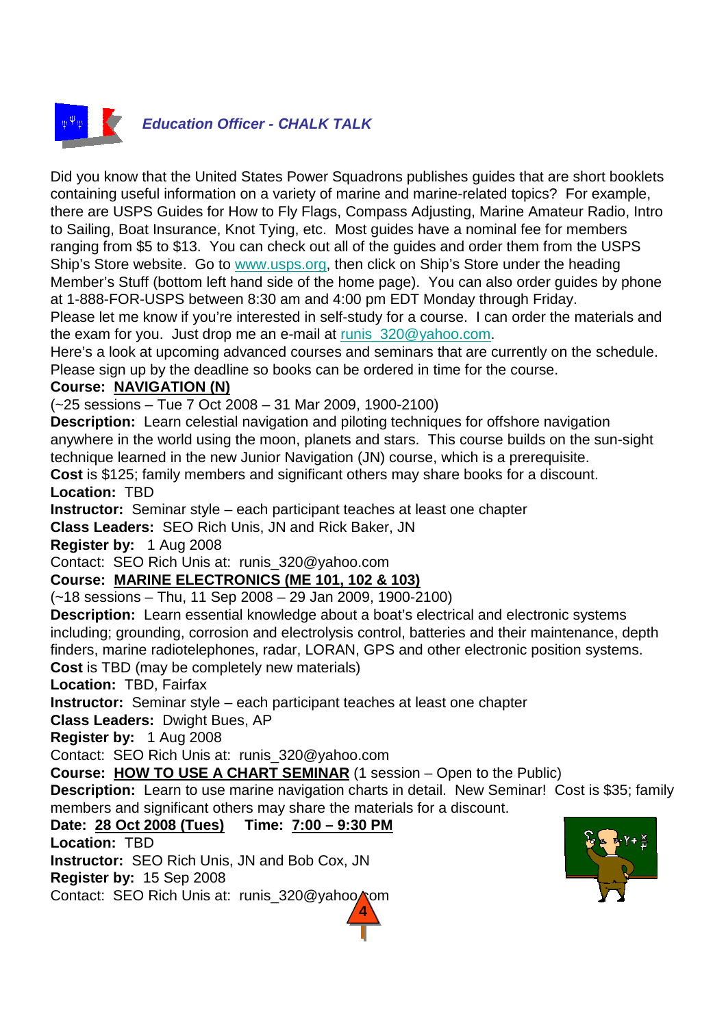## *Education Officer - CHALK TALK*

Did you know that the United States Power Squadrons publishes guides that are short booklets containing useful information on a variety of marine and marine-related topics? For example, there are USPS Guides for How to Fly Flags, Compass Adjusting, Marine Amateur Radio, Intro to Sailing, Boat Insurance, Knot Tying, etc. Most guides have a nominal fee for members ranging from $5 to $13. You can check out all of the guides and order them from the USPS Ship's Store website. Go to www.usps.org, then click on Ship's Store under the heading Member's Stuff (bottom left hand side of the home page). You can also order guides by phone at 1-888-FOR-USPS between 8:30 am and 4:00 pm EDT Monday through Friday.

Please let me know if you're interested in self-study for a course. I can order the materials and the exam for you. Just drop me an e-mail at runis_320@yahoo.com.

Here's a look at upcoming advanced courses and seminars that are currently on the schedule. Please sign up by the deadline so books can be ordered in time for the course.

**Course: NAVIGATION (N)**
(~25 sessions – Tue 7 Oct 2008 – 31 Mar 2009, 1900-2100)
**Description:** Learn celestial navigation and piloting techniques for offshore navigation anywhere in the world using the moon, planets and stars. This course builds on the sun-sight technique learned in the new Junior Navigation (JN) course, which is a prerequisite.
**Cost** is $125; family members and significant others may share books for a discount.
**Location:** TBD
**Instructor:** Seminar style – each participant teaches at least one chapter
**Class Leaders:** SEO Rich Unis, JN and Rick Baker, JN
**Register by:** 1 Aug 2008
Contact: SEO Rich Unis at: runis_320@yahoo.com

**Course: MARINE ELECTRONICS (ME 101, 102 & 103)**
(~18 sessions – Thu, 11 Sep 2008 – 29 Jan 2009, 1900-2100)
**Description:** Learn essential knowledge about a boat's electrical and electronic systems including; grounding, corrosion and electrolysis control, batteries and their maintenance, depth finders, marine radiotelephones, radar, LORAN, GPS and other electronic position systems.
**Cost** is TBD (may be completely new materials)
**Location:** TBD, Fairfax
**Instructor:** Seminar style – each participant teaches at least one chapter
**Class Leaders:** Dwight Bues, AP
**Register by:** 1 Aug 2008
Contact: SEO Rich Unis at: runis_320@yahoo.com

**Course: HOW TO USE A CHART SEMINAR** (1 session – Open to the Public)
**Description:** Learn to use marine navigation charts in detail. New Seminar! Cost is $35; family members and significant others may share the materials for a discount.
**Date: 28 Oct 2008 (Tues)** **Time: 7:00 – 9:30 PM**
**Location:** TBD
**Instructor:** SEO Rich Unis, JN and Bob Cox, JN
**Register by:** 15 Sep 2008
Contact: SEO Rich Unis at: runis_320@yahoo.com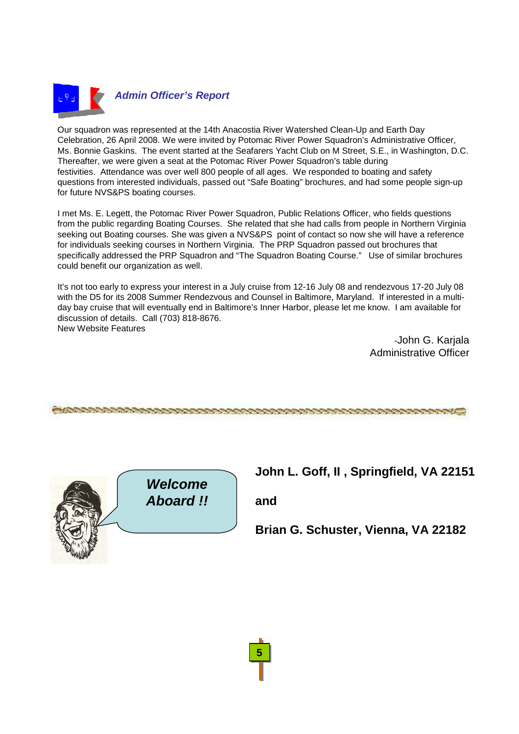## *Admin Officer's Report*

Our squadron was represented at the 14th Anacostia River Watershed Clean-Up and Earth Day Celebration, 26 April 2008. We were invited by Potomac River Power Squadron's Administrative Officer, Ms. Bonnie Gaskins. The event started at the Seafarers Yacht Club on M Street, S.E., in Washington, D.C. Thereafter, we were given a seat at the Potomac River Power Squadron's table during festivities. Attendance was over well 800 people of all ages. We responded to boating and safety questions from interested individuals, passed out "Safe Boating" brochures, and had some people sign-up for future NVS&PS boating courses.

I met Ms. E. Legett, the Potomac River Power Squadron, Public Relations Officer, who fields questions from the public regarding Boating Courses. She related that she had calls from people in Northern Virginia seeking out Boating courses. She was given a NVS&PS point of contact so now she will have a reference for individuals seeking courses in Northern Virginia. The PRP Squadron passed out brochures that specifically addressed the PRP Squadron and "The Squadron Boating Course." Use of similar brochures could benefit our organization as well.

It's not too early to express your interest in a July cruise from 12-16 July 08 and rendezvous 17-20 July 08 with the D5 for its 2008 Summer Rendezvous and Counsel in Baltimore, Maryland. If interested in a multi-day bay cruise that will eventually end in Baltimore's Inner Harbor, please let me know. I am available for discussion of details. Call (703) 818-8676.
New Website Features

-John G. Karjala
Administrative Officer

***Welcome Aboard !!***

**John L. Goff, II , Springfield, VA 22151**

**and**

**Brian G. Schuster, Vienna, VA 22182**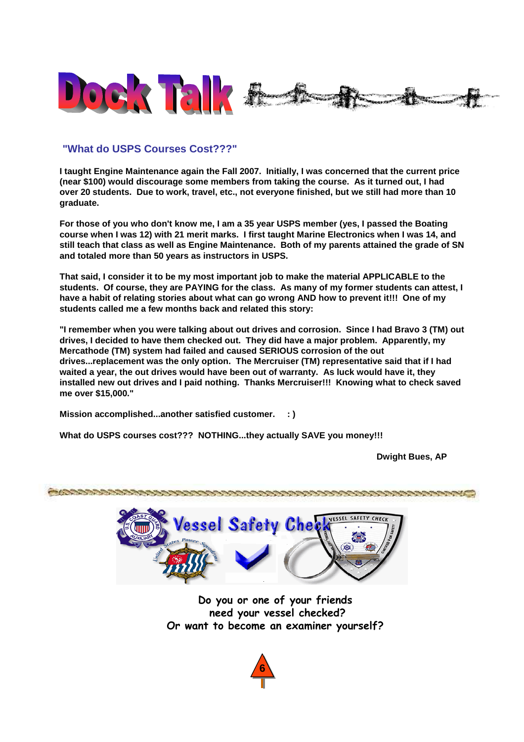# Dock Talk

## "What do USPS Courses Cost???"

**I taught Engine Maintenance again the Fall 2007. Initially, I was concerned that the current price (near $100) would discourage some members from taking the course. As it turned out, I had over 20 students. Due to work, travel, etc., not everyone finished, but we still had more than 10 graduate.**

**For those of you who don't know me, I am a 35 year USPS member (yes, I passed the Boating course when I was 12) with 21 merit marks. I first taught Marine Electronics when I was 14, and still teach that class as well as Engine Maintenance. Both of my parents attained the grade of SN and totaled more than 50 years as instructors in USPS.**

**That said, I consider it to be my most important job to make the material APPLICABLE to the students. Of course, they are PAYING for the class. As many of my former students can attest, I have a habit of relating stories about what can go wrong AND how to prevent it!!! One of my students called me a few months back and related this story:**

**"I remember when you were talking about out drives and corrosion. Since I had Bravo 3 (TM) out drives, I decided to have them checked out. They did have a major problem. Apparently, my Mercathode (TM) system had failed and caused SERIOUS corrosion of the out drives...replacement was the only option. The Mercruiser (TM) representative said that if I had waited a year, the out drives would have been out of warranty. As luck would have it, they installed new out drives and I paid nothing. Thanks Mercruiser!!! Knowing what to check saved me over $15,000."**

**Mission accomplished...another satisfied customer. : )**

**What do USPS courses cost??? NOTHING...they actually SAVE you money!!!**

**Dwight Bues, AP**

---

Vessel Safety Check

Do you or one of your friends
need your vessel checked?
Or want to become an examiner yourself?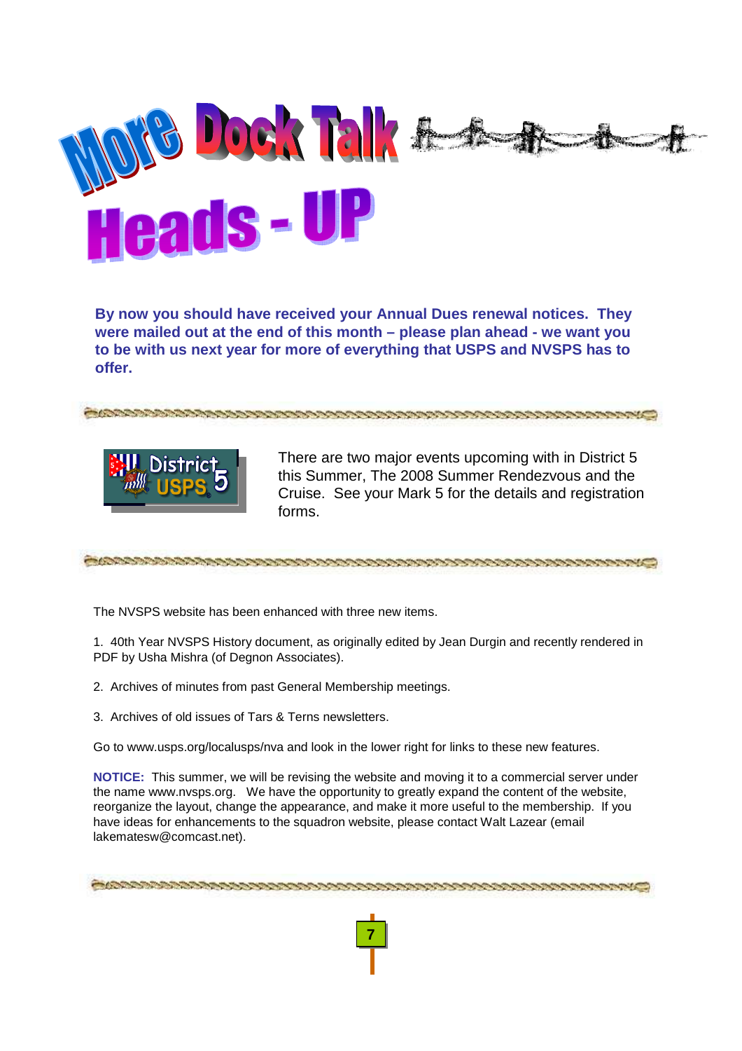# More Dock Talk

# Heads - UP

**By now you should have received your Annual Dues renewal notices. They were mailed out at the end of this month – please plan ahead - we want you to be with us next year for more of everything that USPS and NVSPS has to offer.**

There are two major events upcoming with in District 5 this Summer, The 2008 Summer Rendezvous and the Cruise. See your Mark 5 for the details and registration forms.

The NVSPS website has been enhanced with three new items.

1. 40th Year NVSPS History document, as originally edited by Jean Durgin and recently rendered in PDF by Usha Mishra (of Degnon Associates).

2. Archives of minutes from past General Membership meetings.

3. Archives of old issues of Tars & Terns newsletters.

Go to www.usps.org/localusps/nva and look in the lower right for links to these new features.

**NOTICE:** This summer, we will be revising the website and moving it to a commercial server under the name www.nvsps.org. We have the opportunity to greatly expand the content of the website, reorganize the layout, change the appearance, and make it more useful to the membership. If you have ideas for enhancements to the squadron website, please contact Walt Lazear (email lakematesw@comcast.net).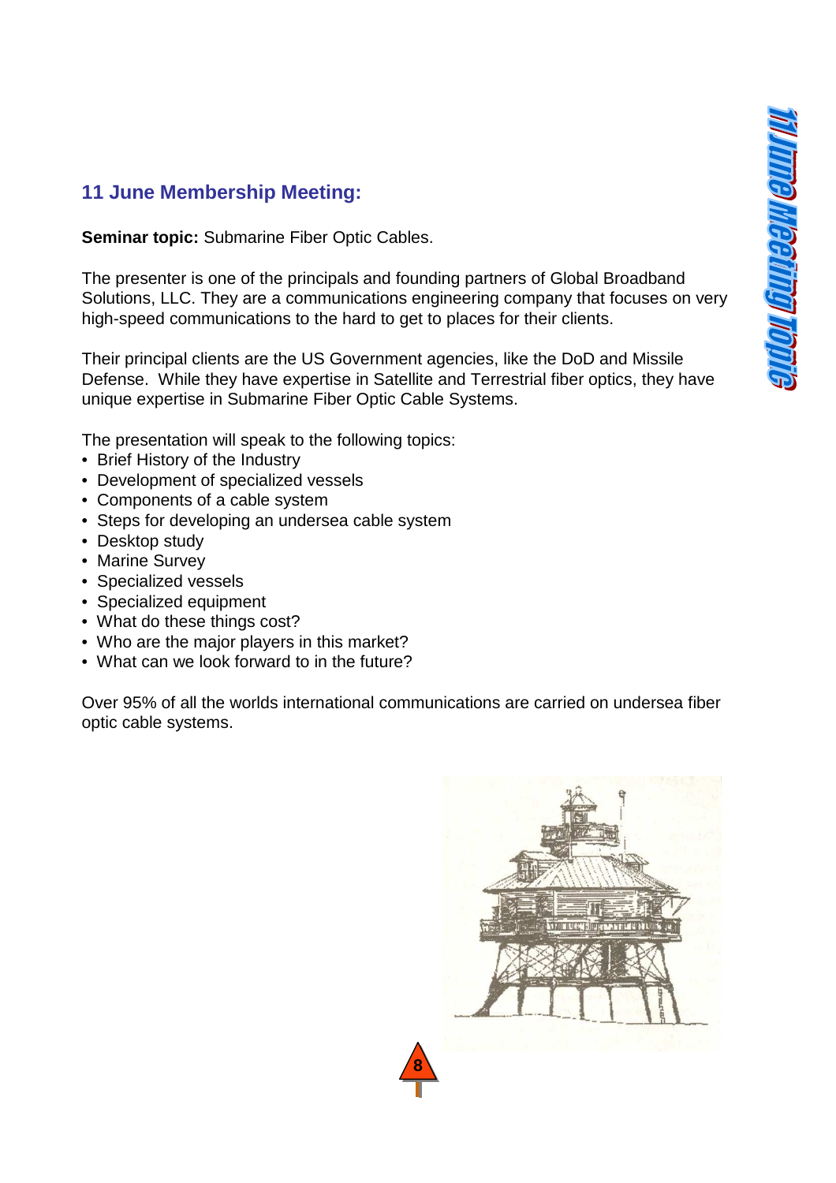## 11 June Membership Meeting:

**Seminar topic:** Submarine Fiber Optic Cables.

The presenter is one of the principals and founding partners of Global Broadband Solutions, LLC. They are a communications engineering company that focuses on very high-speed communications to the hard to get to places for their clients.

Their principal clients are the US Government agencies, like the DoD and Missile Defense. While they have expertise in Satellite and Terrestrial fiber optics, they have unique expertise in Submarine Fiber Optic Cable Systems.

The presentation will speak to the following topics:

- Brief History of the Industry
- Development of specialized vessels
- Components of a cable system
- Steps for developing an undersea cable system
- Desktop study
- Marine Survey
- Specialized vessels
- Specialized equipment
- What do these things cost?
- Who are the major players in this market?
- What can we look forward to in the future?

Over 95% of all the worlds international communications are carried on undersea fiber optic cable systems.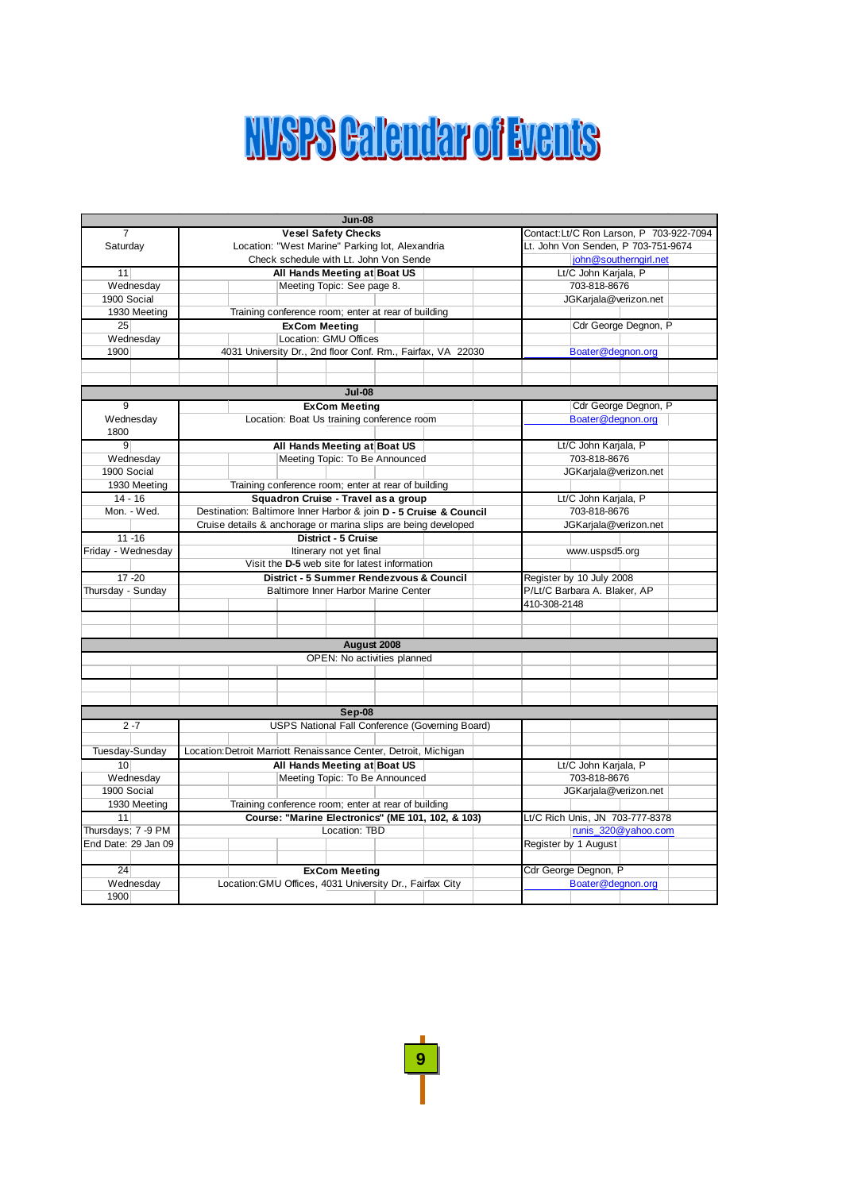# NVSPS Calendar of Events

| | | |
|---|---|---|
| **Jun-08** | | |
| 7<br>Saturday | **Vesel Safety Checks**<br>Location: "West Marine" Parking lot, Alexandria<br>Check schedule with Lt. John Von Sende | Contact:Lt/C Ron Larson, P 703-922-7094<br>Lt. John Von Senden, P 703-751-9674<br>john@southerngirl.net |
| 11<br>Wednesday<br>1900 Social<br>1930 Meeting | **All Hands Meeting at Boat US**<br>Meeting Topic: See page 8.<br>Training conference room; enter at rear of building | Lt/C John Karjala, P<br>703-818-8676<br>JGKarjala@verizon.net |
| 25<br>Wednesday<br>1900 | **ExCom Meeting**<br>Location: GMU Offices<br>4031 University Dr., 2nd floor Conf. Rm., Fairfax, VA 22030 | Cdr George Degnon, P<br>Boater@degnon.org |
| **Jul-08** | | |
| 9<br>Wednesday<br>1800 | **ExCom Meeting**<br>Location: Boat Us training conference room | Cdr George Degnon, P<br>Boater@degnon.org |
| 9<br>Wednesday<br>1900 Social<br>1930 Meeting | **All Hands Meeting at Boat US**<br>Meeting Topic: To Be Announced<br>Training conference room; enter at rear of building | Lt/C John Karjala, P<br>703-818-8676<br>JGKarjala@verizon.net |
| 14 - 16<br>Mon. - Wed. | **Squadron Cruise - Travel as a group**<br>Destination: Baltimore Inner Harbor & join **D - 5 Cruise & Council**<br>Cruise details & anchorage or marina slips are being developed | Lt/C John Karjala, P<br>703-818-8676<br>JGKarjala@verizon.net |
| 11 -16<br>Friday - Wednesday | **District - 5 Cruise**<br>Itinerary not yet final<br>Visit the **D-5** web site for latest information | www.uspsd5.org |
| 17 -20<br>Thursday - Sunday | **District - 5 Summer Rendezvous & Council**<br>Baltimore Inner Harbor Marine Center | Register by 10 July 2008<br>P/Lt/C Barbara A. Blaker, AP<br>410-308-2148 |
| **August 2008** | | |
| | OPEN: No activities planned | |
| **Sep-08** | | |
| 2 -7<br>Tuesday-Sunday | USPS National Fall Conference (Governing Board)<br>Location:Detroit Marriott Renaissance Center, Detroit, Michigan | |
| 10<br>Wednesday<br>1900 Social<br>1930 Meeting | **All Hands Meeting at Boat US**<br>Meeting Topic: To Be Announced<br>Training conference room; enter at rear of building | Lt/C John Karjala, P<br>703-818-8676<br>JGKarjala@verizon.net |
| 11<br>Thursdays; 7 -9 PM<br>End Date: 29 Jan 09 | **Course: "Marine Electronics" (ME 101, 102, & 103)**<br>Location: TBD | Lt/C Rich Unis, JN 703-777-8378<br>runis_320@yahoo.com<br>Register by 1 August |
| 24<br>Wednesday<br>1900 | **ExCom Meeting**<br>Location:GMU Offices, 4031 University Dr., Fairfax City | Cdr George Degnon, P<br>Boater@degnon.org |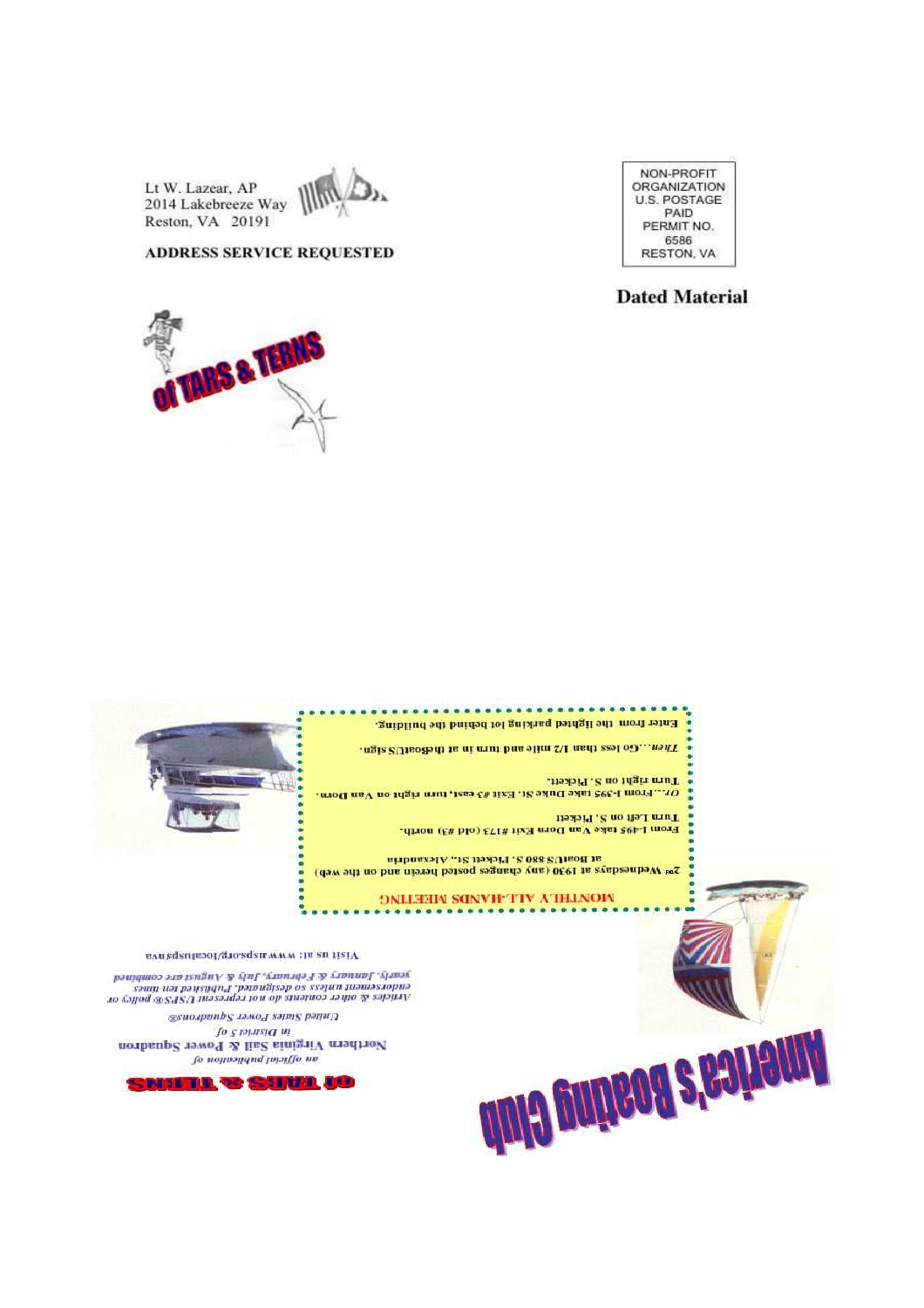Lt W. Lazear, AP
2014 Lakebreeze Way
Reston, VA 20191

**ADDRESS SERVICE REQUESTED**

NON-PROFIT ORGANIZATION
U.S. POSTAGE
PAID
PERMIT NO. 6586
RESTON, VA

**Dated Material**

of TARS & TERNS

MONTHLY ALL-HANDS MEETING

2nd Wednesdays at 1930 (any changes posted herein and on the web)
at BoatUS 880 S. Pickett St., Alexandria

From I-495 take Van Dorn Exit #173 (old #3) north.
Turn Left on S. Pickett

*Or*... From I-395 take Duke St. Exit #3 east, turn right on Van Dorn.
Turn right on S. Pickett.

*Then*... Go less than 1/2 mile and turn in at the BoatUS sign.

Enter from the lighted parking lot behind the building.

of TARS & TERNS

*an official publication of*
Northern Virginia Sail & Power Squadron
*in District 5 of*
*United States Power Squadrons®*

*Articles & other contents do not represent USPS® policy or endorsement unless so designated. Published ten times yearly. January & February, July & August are combined*

Visit us at: www.usps.org/localusps/nva

America's Boating Club